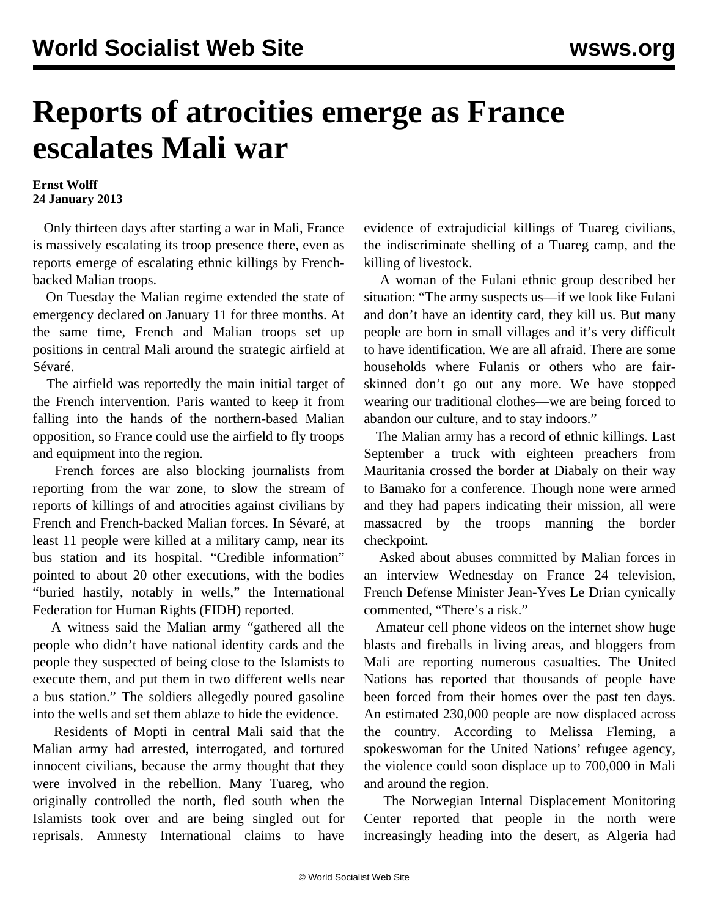# Reports of atrocities emerge as France escalates Mali war

**Ernst Wolff**
**24 January 2013**

Only thirteen days after starting a war in Mali, France is massively escalating its troop presence there, even as reports emerge of escalating ethnic killings by French-backed Malian troops.

On Tuesday the Malian regime extended the state of emergency declared on January 11 for three months. At the same time, French and Malian troops set up positions in central Mali around the strategic airfield at Sévaré.

The airfield was reportedly the main initial target of the French intervention. Paris wanted to keep it from falling into the hands of the northern-based Malian opposition, so France could use the airfield to fly troops and equipment into the region.

French forces are also blocking journalists from reporting from the war zone, to slow the stream of reports of killings of and atrocities against civilians by French and French-backed Malian forces. In Sévaré, at least 11 people were killed at a military camp, near its bus station and its hospital. "Credible information" pointed to about 20 other executions, with the bodies "buried hastily, notably in wells," the International Federation for Human Rights (FIDH) reported.

A witness said the Malian army "gathered all the people who didn't have national identity cards and the people they suspected of being close to the Islamists to execute them, and put them in two different wells near a bus station." The soldiers allegedly poured gasoline into the wells and set them ablaze to hide the evidence.

Residents of Mopti in central Mali said that the Malian army had arrested, interrogated, and tortured innocent civilians, because the army thought that they were involved in the rebellion. Many Tuareg, who originally controlled the north, fled south when the Islamists took over and are being singled out for reprisals. Amnesty International claims to have evidence of extrajudicial killings of Tuareg civilians, the indiscriminate shelling of a Tuareg camp, and the killing of livestock.

A woman of the Fulani ethnic group described her situation: "The army suspects us—if we look like Fulani and don't have an identity card, they kill us. But many people are born in small villages and it's very difficult to have identification. We are all afraid. There are some households where Fulanis or others who are fair-skinned don't go out any more. We have stopped wearing our traditional clothes—we are being forced to abandon our culture, and to stay indoors."

The Malian army has a record of ethnic killings. Last September a truck with eighteen preachers from Mauritania crossed the border at Diabaly on their way to Bamako for a conference. Though none were armed and they had papers indicating their mission, all were massacred by the troops manning the border checkpoint.

Asked about abuses committed by Malian forces in an interview Wednesday on France 24 television, French Defense Minister Jean-Yves Le Drian cynically commented, "There's a risk."

Amateur cell phone videos on the internet show huge blasts and fireballs in living areas, and bloggers from Mali are reporting numerous casualties. The United Nations has reported that thousands of people have been forced from their homes over the past ten days. An estimated 230,000 people are now displaced across the country. According to Melissa Fleming, a spokeswoman for the United Nations' refugee agency, the violence could soon displace up to 700,000 in Mali and around the region.

The Norwegian Internal Displacement Monitoring Center reported that people in the north were increasingly heading into the desert, as Algeria had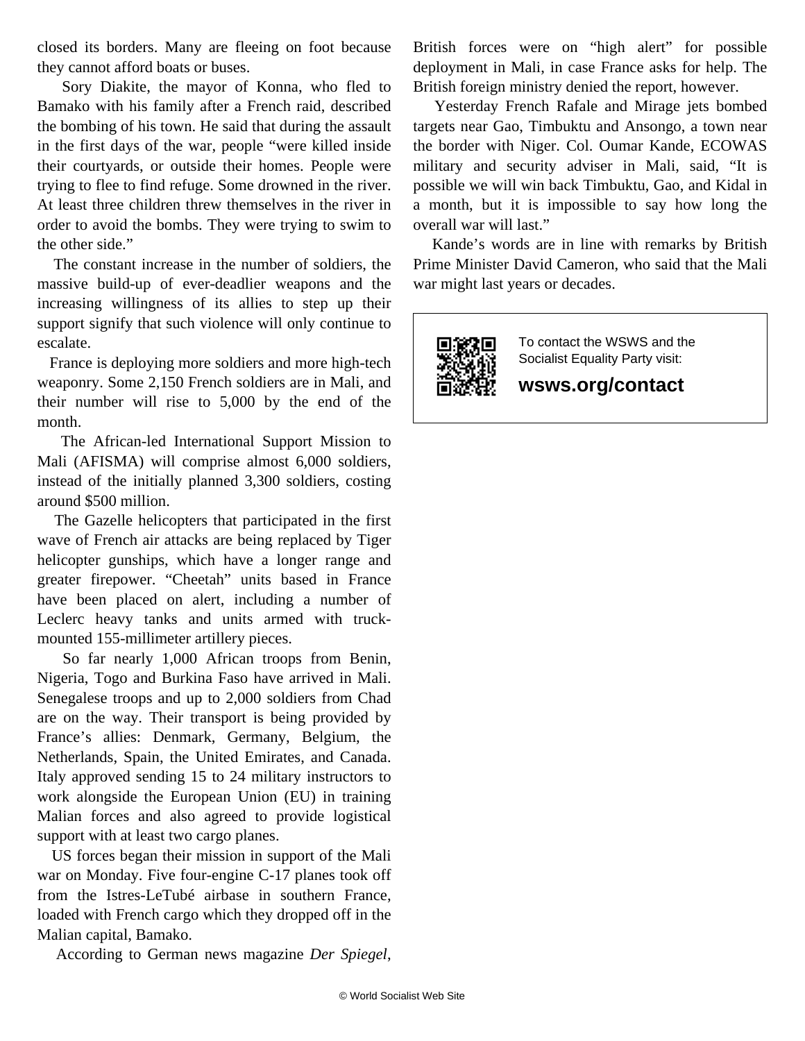closed its borders. Many are fleeing on foot because they cannot afford boats or buses.

Sory Diakite, the mayor of Konna, who fled to Bamako with his family after a French raid, described the bombing of his town. He said that during the assault in the first days of the war, people "were killed inside their courtyards, or outside their homes. People were trying to flee to find refuge. Some drowned in the river. At least three children threw themselves in the river in order to avoid the bombs. They were trying to swim to the other side."

The constant increase in the number of soldiers, the massive build-up of ever-deadlier weapons and the increasing willingness of its allies to step up their support signify that such violence will only continue to escalate.

France is deploying more soldiers and more high-tech weaponry. Some 2,150 French soldiers are in Mali, and their number will rise to 5,000 by the end of the month.

The African-led International Support Mission to Mali (AFISMA) will comprise almost 6,000 soldiers, instead of the initially planned 3,300 soldiers, costing around $500 million.

The Gazelle helicopters that participated in the first wave of French air attacks are being replaced by Tiger helicopter gunships, which have a longer range and greater firepower. "Cheetah" units based in France have been placed on alert, including a number of Leclerc heavy tanks and units armed with truck-mounted 155-millimeter artillery pieces.

So far nearly 1,000 African troops from Benin, Nigeria, Togo and Burkina Faso have arrived in Mali. Senegalese troops and up to 2,000 soldiers from Chad are on the way. Their transport is being provided by France's allies: Denmark, Germany, Belgium, the Netherlands, Spain, the United Emirates, and Canada. Italy approved sending 15 to 24 military instructors to work alongside the European Union (EU) in training Malian forces and also agreed to provide logistical support with at least two cargo planes.

US forces began their mission in support of the Mali war on Monday. Five four-engine C-17 planes took off from the Istres-LeTubé airbase in southern France, loaded with French cargo which they dropped off in the Malian capital, Bamako.

According to German news magazine *Der Spiegel*, British forces were on "high alert" for possible deployment in Mali, in case France asks for help. The British foreign ministry denied the report, however.

Yesterday French Rafale and Mirage jets bombed targets near Gao, Timbuktu and Ansongo, a town near the border with Niger. Col. Oumar Kande, ECOWAS military and security adviser in Mali, said, "It is possible we will win back Timbuktu, Gao, and Kidal in a month, but it is impossible to say how long the overall war will last."

Kande's words are in line with remarks by British Prime Minister David Cameron, who said that the Mali war might last years or decades.

To contact the WSWS and the Socialist Equality Party visit:

**wsws.org/contact**